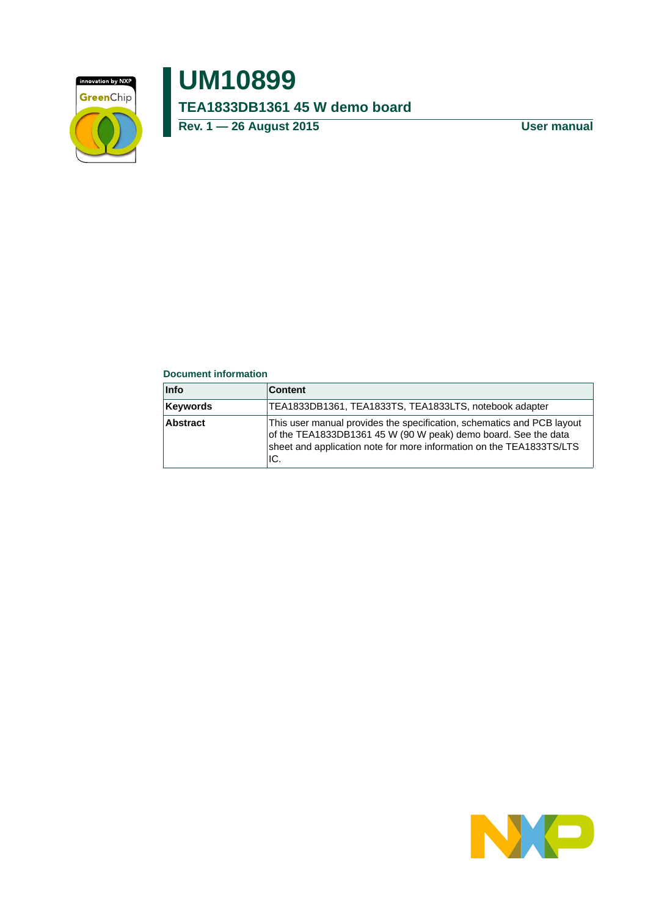# UM10899

## TEA1833DB1361 45 W demo board

**Rev. 1 — 26 August 2015** **User manual**

**Document information**

| Info | Content |
|---|---|
| **Keywords** | TEA1833DB1361, TEA1833TS, TEA1833LTS, notebook adapter |
| **Abstract** | This user manual provides the specification, schematics and PCB layout of the TEA1833DB1361 45 W (90 W peak) demo board. See the data sheet and application note for more information on the TEA1833TS/LTS IC. |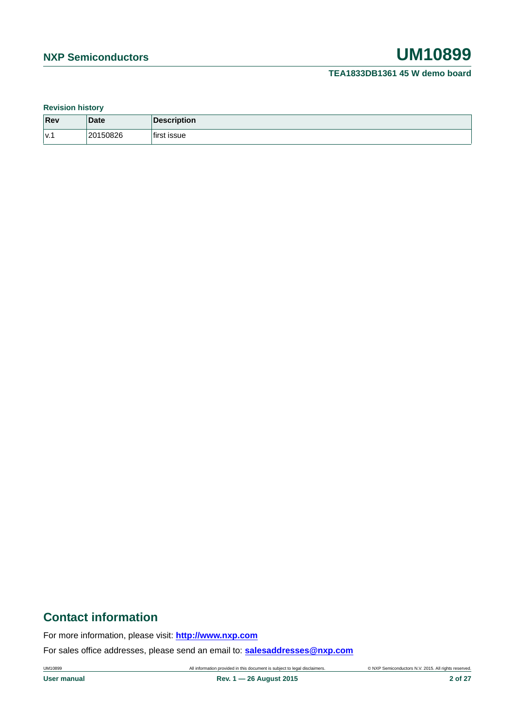**Revision history**

| Rev | Date | Description |
|---|---|---|
| v.1 | 20150826 | first issue |

## Contact information

For more information, please visit: **http://www.nxp.com**

For sales office addresses, please send an email to: **salesaddresses@nxp.com**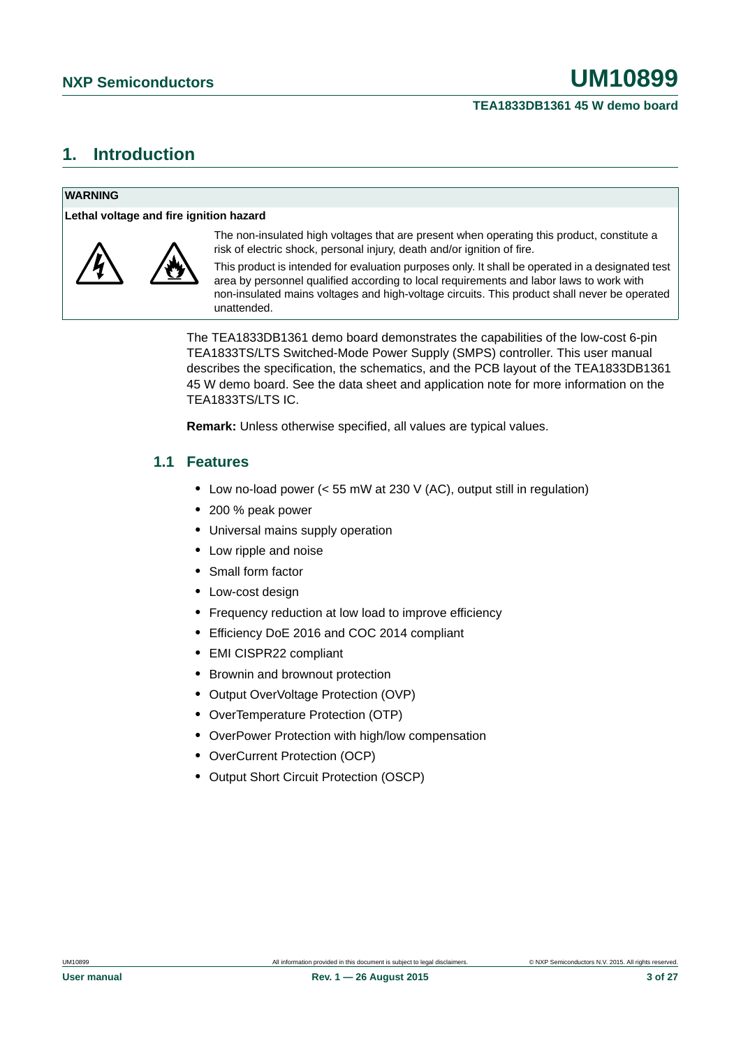# 1. Introduction

**WARNING**

**Lethal voltage and fire ignition hazard**

The non-insulated high voltages that are present when operating this product, constitute a risk of electric shock, personal injury, death and/or ignition of fire.

This product is intended for evaluation purposes only. It shall be operated in a designated test area by personnel qualified according to local requirements and labor laws to work with non-insulated mains voltages and high-voltage circuits. This product shall never be operated unattended.

The TEA1833DB1361 demo board demonstrates the capabilities of the low-cost 6-pin TEA1833TS/LTS Switched-Mode Power Supply (SMPS) controller. This user manual describes the specification, the schematics, and the PCB layout of the TEA1833DB1361 45 W demo board. See the data sheet and application note for more information on the TEA1833TS/LTS IC.

**Remark:** Unless otherwise specified, all values are typical values.

## 1.1 Features

- Low no-load power (< 55 mW at 230 V (AC), output still in regulation)
- 200 % peak power
- Universal mains supply operation
- Low ripple and noise
- Small form factor
- Low-cost design
- Frequency reduction at low load to improve efficiency
- Efficiency DoE 2016 and COC 2014 compliant
- EMI CISPR22 compliant
- Brownin and brownout protection
- Output OverVoltage Protection (OVP)
- OverTemperature Protection (OTP)
- OverPower Protection with high/low compensation
- OverCurrent Protection (OCP)
- Output Short Circuit Protection (OSCP)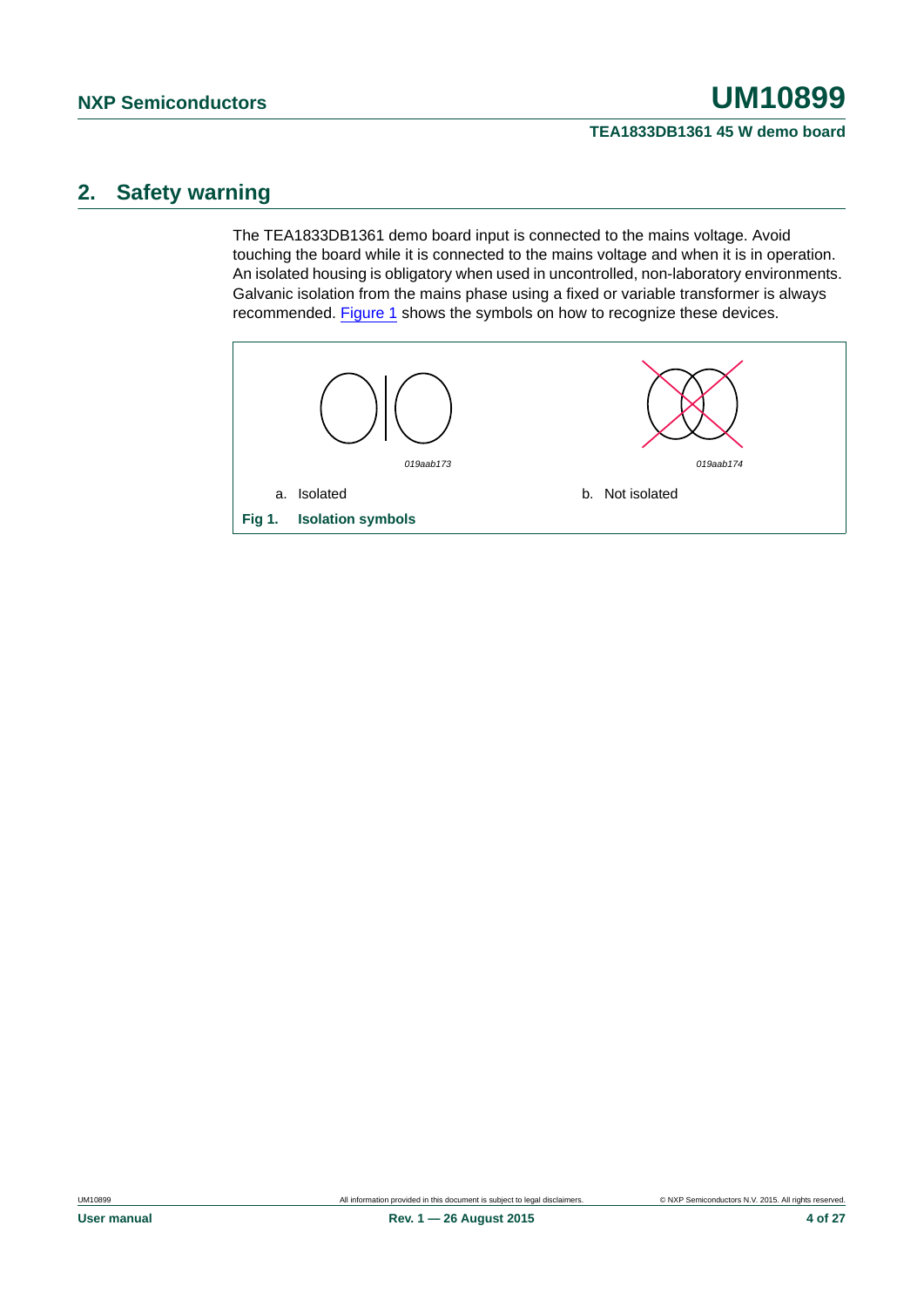## 2. Safety warning

The TEA1833DB1361 demo board input is connected to the mains voltage. Avoid touching the board while it is connected to the mains voltage and when it is in operation. An isolated housing is obligatory when used in uncontrolled, non-laboratory environments. Galvanic isolation from the mains phase using a fixed or variable transformer is always recommended. Figure 1 shows the symbols on how to recognize these devices.

019aab173

a. Isolated

019aab174

b. Not isolated

**Fig 1. Isolation symbols**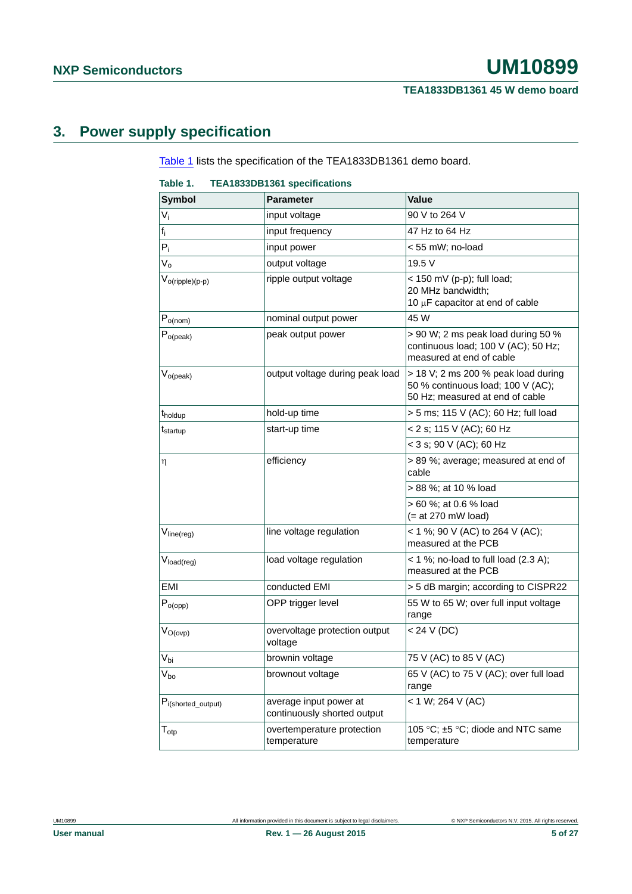## 3. Power supply specification

Table 1 lists the specification of the TEA1833DB1361 demo board.

**Table 1. TEA1833DB1361 specifications**

| Symbol | Parameter | Value |
|---|---|---|
| $V_i$ | input voltage | 90 V to 264 V |
| $f_i$ | input frequency | 47 Hz to 64 Hz |
| $P_i$ | input power | < 55 mW; no-load |
| $V_o$ | output voltage | 19.5 V |
| $V_{o(ripple)(p-p)}$ | ripple output voltage | < 150 mV (p-p); full load; 20 MHz bandwidth; 10 μF capacitor at end of cable |
| $P_{o(nom)}$ | nominal output power | 45 W |
| $P_{o(peak)}$ | peak output power | > 90 W; 2 ms peak load during 50 % continuous load; 100 V (AC); 50 Hz; measured at end of cable |
| $V_{o(peak)}$ | output voltage during peak load | > 18 V; 2 ms 200 % peak load during 50 % continuous load; 100 V (AC); 50 Hz; measured at end of cable |
| $t_{holdup}$ | hold-up time | > 5 ms; 115 V (AC); 60 Hz; full load |
| $t_{startup}$ | start-up time | < 2 s; 115 V (AC); 60 Hz |
| | | < 3 s; 90 V (AC); 60 Hz |
| $\eta$ | efficiency | > 89 %; average; measured at end of cable |
| | | > 88 %; at 10 % load |
| | | > 60 %; at 0.6 % load (= at 270 mW load) |
| $V_{line(reg)}$ | line voltage regulation | < 1 %; 90 V (AC) to 264 V (AC); measured at the PCB |
| $V_{load(reg)}$ | load voltage regulation | < 1 %; no-load to full load (2.3 A); measured at the PCB |
| EMI | conducted EMI | > 5 dB margin; according to CISPR22 |
| $P_{o(opp)}$ | OPP trigger level | 55 W to 65 W; over full input voltage range |
| $V_{O(ovp)}$ | overvoltage protection output voltage | < 24 V (DC) |
| $V_{bi}$ | brownin voltage | 75 V (AC) to 85 V (AC) |
| $V_{bo}$ | brownout voltage | 65 V (AC) to 75 V (AC); over full load range |
| $P_{i(shorted\_output)}$ | average input power at continuously shorted output | < 1 W; 264 V (AC) |
| $T_{otp}$ | overtemperature protection temperature | 105 °C; ±5 °C; diode and NTC same temperature |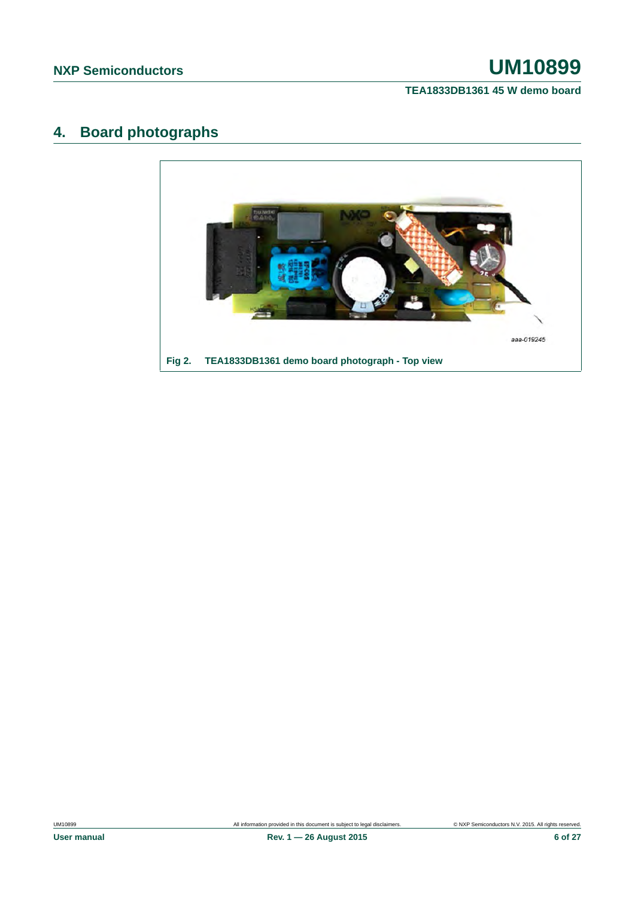## 4. Board photographs

aaa-019245

**Fig 2. TEA1833DB1361 demo board photograph - Top view**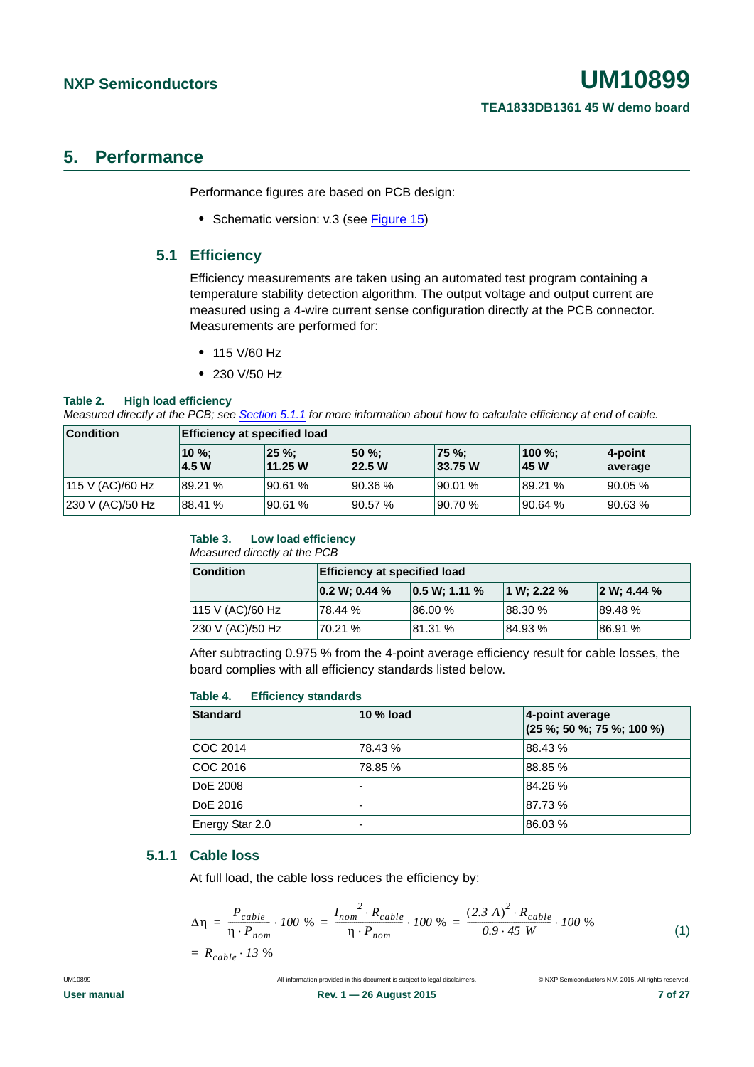## 5. Performance

Performance figures are based on PCB design:

- Schematic version: v.3 (see Figure 15)

### 5.1 Efficiency

Efficiency measurements are taken using an automated test program containing a temperature stability detection algorithm. The output voltage and output current are measured using a 4-wire current sense configuration directly at the PCB connector. Measurements are performed for:

- 115 V/60 Hz
- 230 V/50 Hz

**Table 2. High load efficiency**

*Measured directly at the PCB; see Section 5.1.1 for more information about how to calculate efficiency at end of cable.*

| Condition | Efficiency at specified load | | | | | |
|---|---|---|---|---|---|---|
| | 10 %; 4.5 W | 25 %; 11.25 W | 50 %; 22.5 W | 75 %; 33.75 W | 100 %; 45 W | 4-point average |
| 115 V (AC)/60 Hz | 89.21 % | 90.61 % | 90.36 % | 90.01 % | 89.21 % | 90.05 % |
| 230 V (AC)/50 Hz | 88.41 % | 90.61 % | 90.57 % | 90.70 % | 90.64 % | 90.63 % |

**Table 3. Low load efficiency**

*Measured directly at the PCB*

| Condition | Efficiency at specified load | | | |
|---|---|---|---|---|
| | 0.2 W; 0.44 % | 0.5 W; 1.11 % | 1 W; 2.22 % | 2 W; 4.44 % |
| 115 V (AC)/60 Hz | 78.44 % | 86.00 % | 88.30 % | 89.48 % |
| 230 V (AC)/50 Hz | 70.21 % | 81.31 % | 84.93 % | 86.91 % |

After subtracting 0.975 % from the 4-point average efficiency result for cable losses, the board complies with all efficiency standards listed below.

**Table 4. Efficiency standards**

| Standard | 10 % load | 4-point average (25 %; 50 %; 75 %; 100 %) |
|---|---|---|
| COC 2014 | 78.43 % | 88.43 % |
| COC 2016 | 78.85 % | 88.85 % |
| DoE 2008 | - | 84.26 % |
| DoE 2016 | - | 87.73 % |
| Energy Star 2.0 | - | 86.03 % |

#### 5.1.1 Cable loss

At full load, the cable loss reduces the efficiency by:

$$\Delta\eta = \frac{P_{cable}}{\eta \cdot P_{nom}} \cdot 100\ \% = \frac{I_{nom}^{\ 2} \cdot R_{cable}}{\eta \cdot P_{nom}} \cdot 100\ \% = \frac{(2.3\ A)^2 \cdot R_{cable}}{0.9 \cdot 45\ W} \cdot 100\ \% \qquad (1)$$

$$= R_{cable} \cdot 13\ \%$$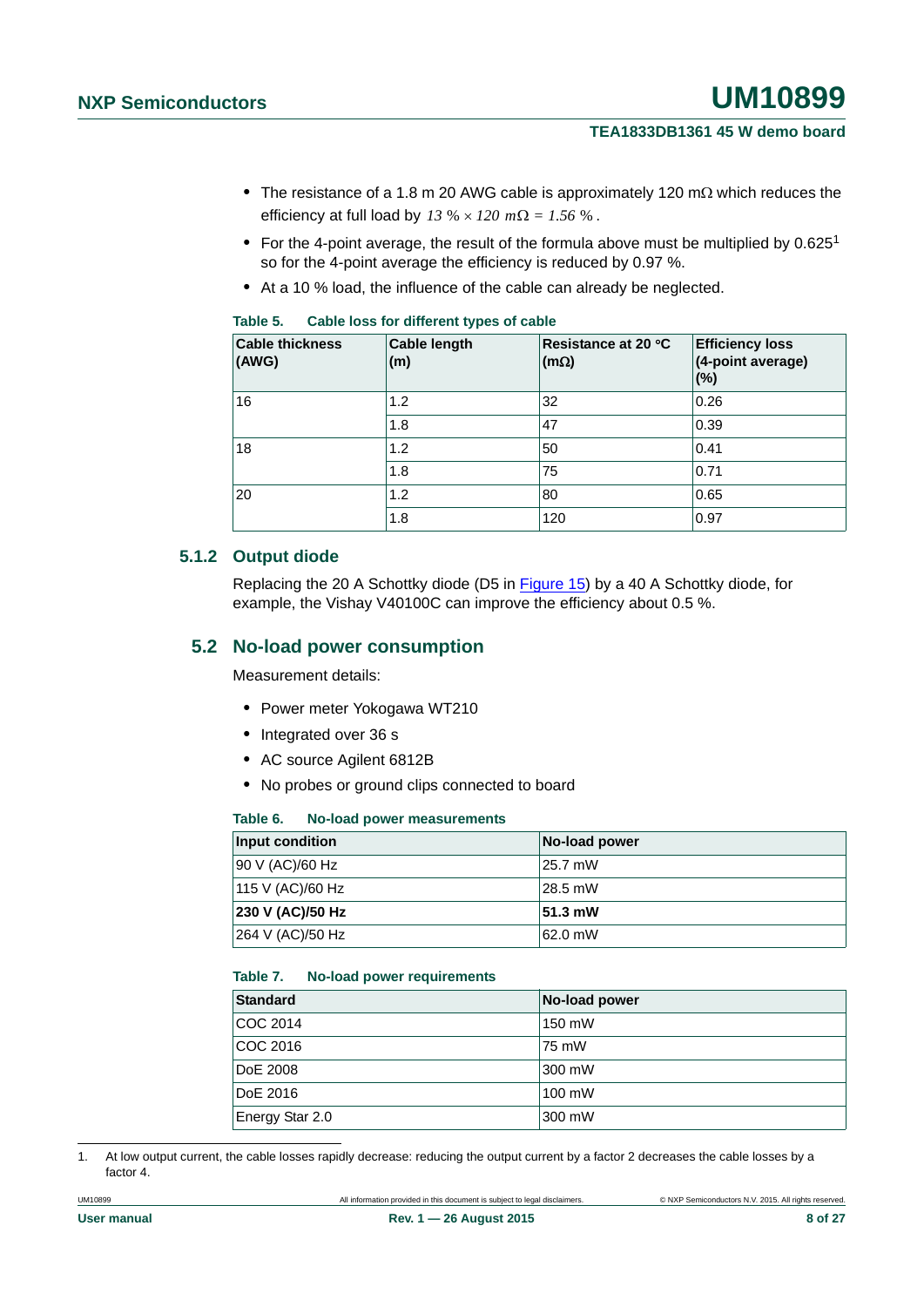- The resistance of a 1.8 m 20 AWG cable is approximately 120 mΩ which reduces the efficiency at full load by $13\ \% \times 120\ m\Omega = 1.56\ \%$.
- For the 4-point average, the result of the formula above must be multiplied by 0.625[1] so for the 4-point average the efficiency is reduced by 0.97 %.
- At a 10 % load, the influence of the cable can already be neglected.

**Table 5. Cable loss for different types of cable**

| Cable thickness (AWG) | Cable length (m) | Resistance at 20 °C (mΩ) | Efficiency loss (4-point average) (%) |
|---|---|---|---|
| 16 | 1.2 | 32 | 0.26 |
| | 1.8 | 47 | 0.39 |
| 18 | 1.2 | 50 | 0.41 |
| | 1.8 | 75 | 0.71 |
| 20 | 1.2 | 80 | 0.65 |
| | 1.8 | 120 | 0.97 |

### 5.1.2 Output diode

Replacing the 20 A Schottky diode (D5 in Figure 15) by a 40 A Schottky diode, for example, the Vishay V40100C can improve the efficiency about 0.5 %.

## 5.2 No-load power consumption

Measurement details:

- Power meter Yokogawa WT210
- Integrated over 36 s
- AC source Agilent 6812B
- No probes or ground clips connected to board

**Table 6. No-load power measurements**

| Input condition | No-load power |
|---|---|
| 90 V (AC)/60 Hz | 25.7 mW |
| 115 V (AC)/60 Hz | 28.5 mW |
| **230 V (AC)/50 Hz** | **51.3 mW** |
| 264 V (AC)/50 Hz | 62.0 mW |

**Table 7. No-load power requirements**

| Standard | No-load power |
|---|---|
| COC 2014 | 150 mW |
| COC 2016 | 75 mW |
| DoE 2008 | 300 mW |
| DoE 2016 | 100 mW |
| Energy Star 2.0 | 300 mW |

1. At low output current, the cable losses rapidly decrease: reducing the output current by a factor 2 decreases the cable losses by a factor 4.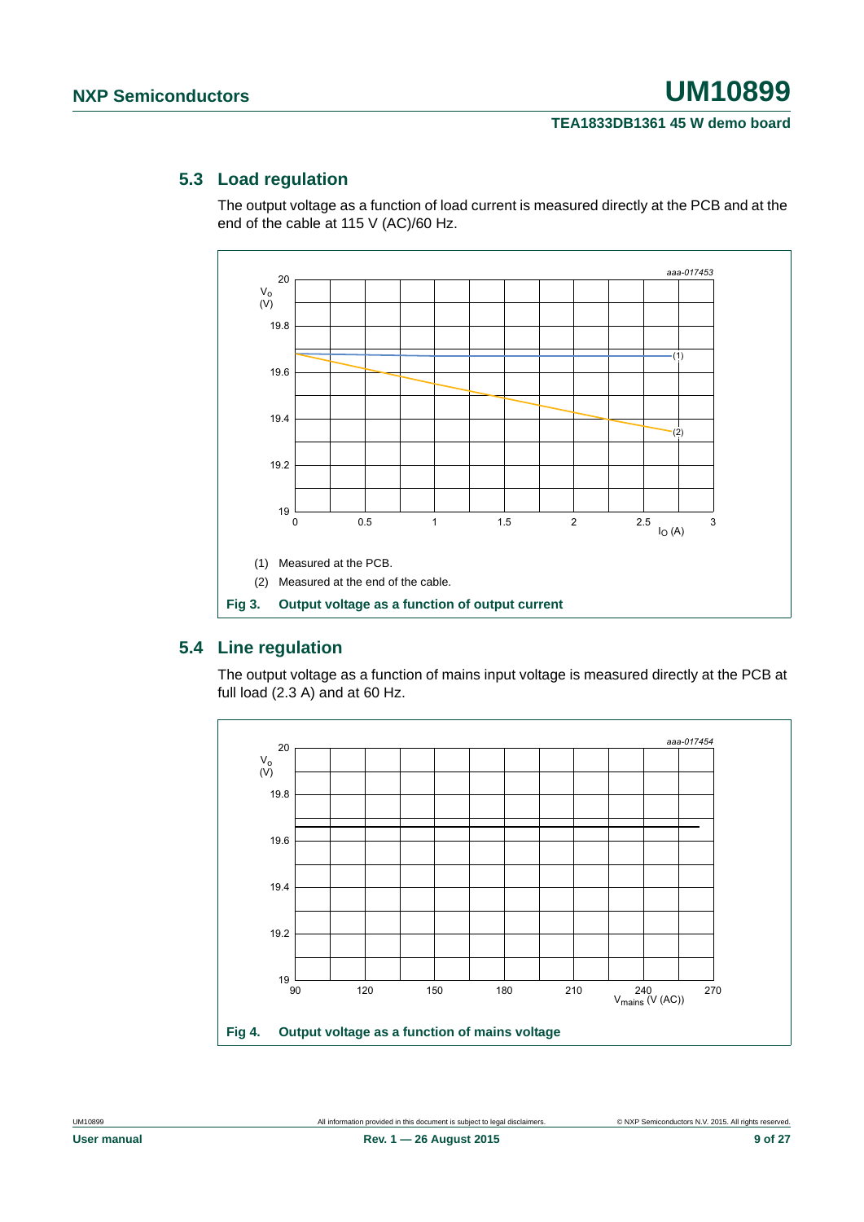## 5.3 Load regulation

The output voltage as a function of load current is measured directly at the PCB and at the end of the cable at 115 V (AC)/60 Hz.

(1) Measured at the PCB.

(2) Measured at the end of the cable.

**Fig 3. Output voltage as a function of output current**

## 5.4 Line regulation

The output voltage as a function of mains input voltage is measured directly at the PCB at full load (2.3 A) and at 60 Hz.

**Fig 4. Output voltage as a function of mains voltage**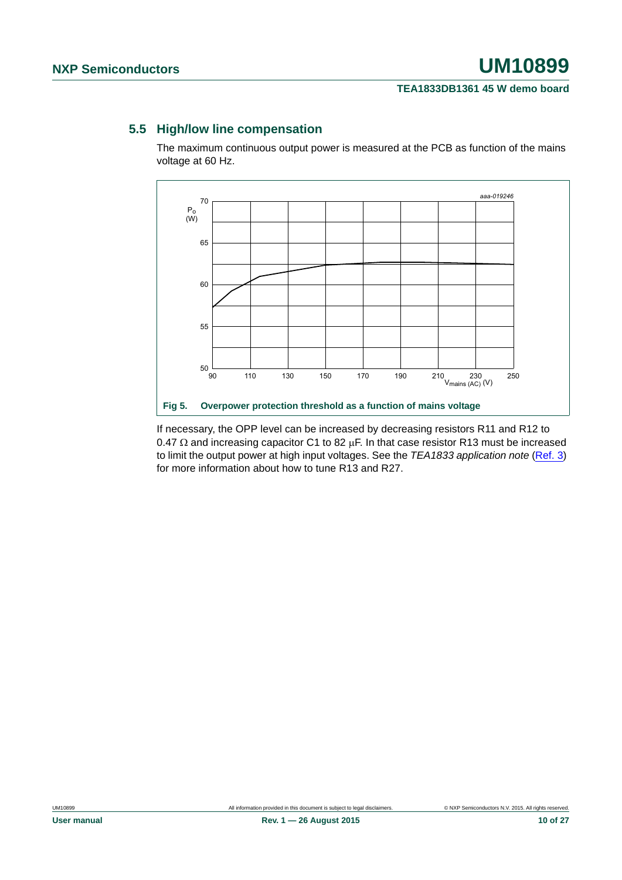## 5.5 High/low line compensation

The maximum continuous output power is measured at the PCB as function of the mains voltage at 60 Hz.

**Fig 5. Overpower protection threshold as a function of mains voltage**

If necessary, the OPP level can be increased by decreasing resistors R11 and R12 to 0.47 Ω and increasing capacitor C1 to 82 μF. In that case resistor R13 must be increased to limit the output power at high input voltages. See the *TEA1833 application note* (Ref. 3) for more information about how to tune R13 and R27.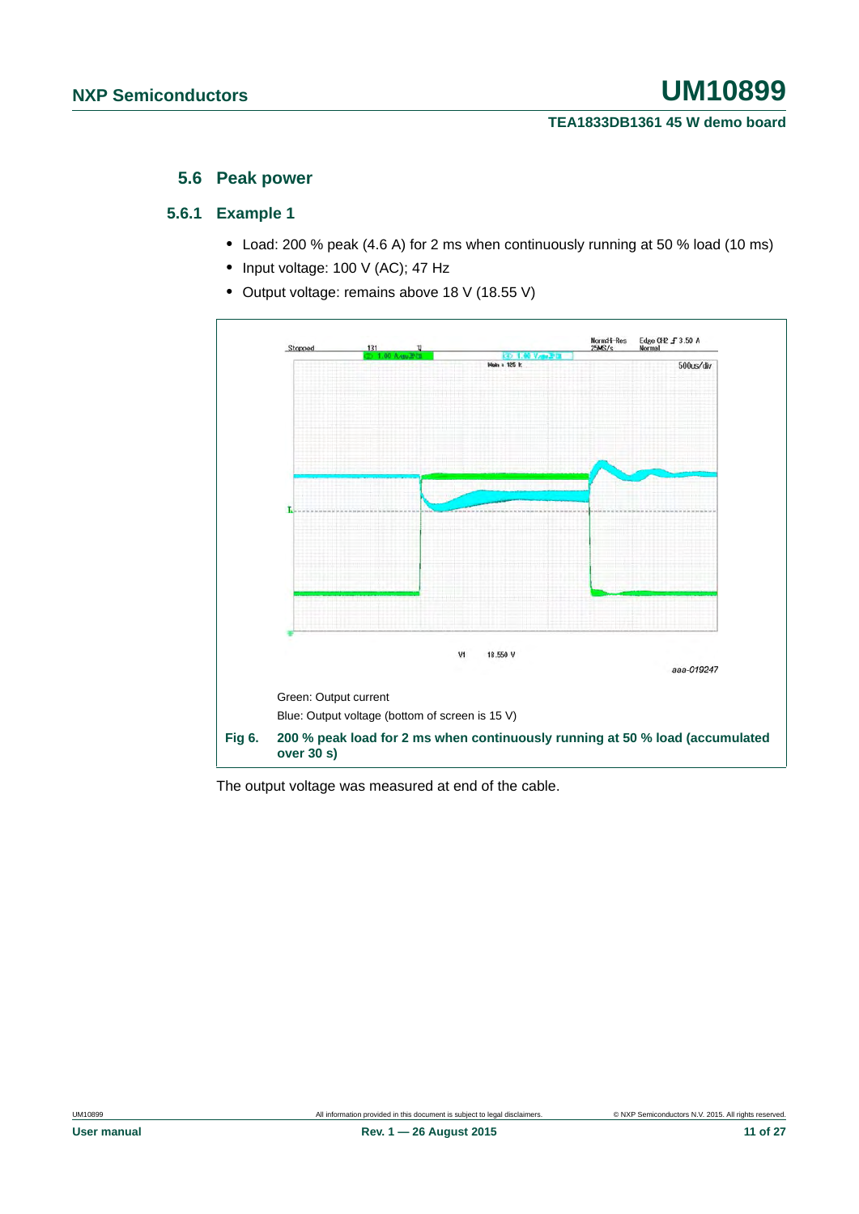### 5.6 Peak power

#### 5.6.1 Example 1

- Load: 200 % peak (4.6 A) for 2 ms when continuously running at 50 % load (10 ms)
- Input voltage: 100 V (AC); 47 Hz
- Output voltage: remains above 18 V (18.55 V)

Green: Output current

Blue: Output voltage (bottom of screen is 15 V)

**Fig 6. 200 % peak load for 2 ms when continuously running at 50 % load (accumulated over 30 s)**

The output voltage was measured at end of the cable.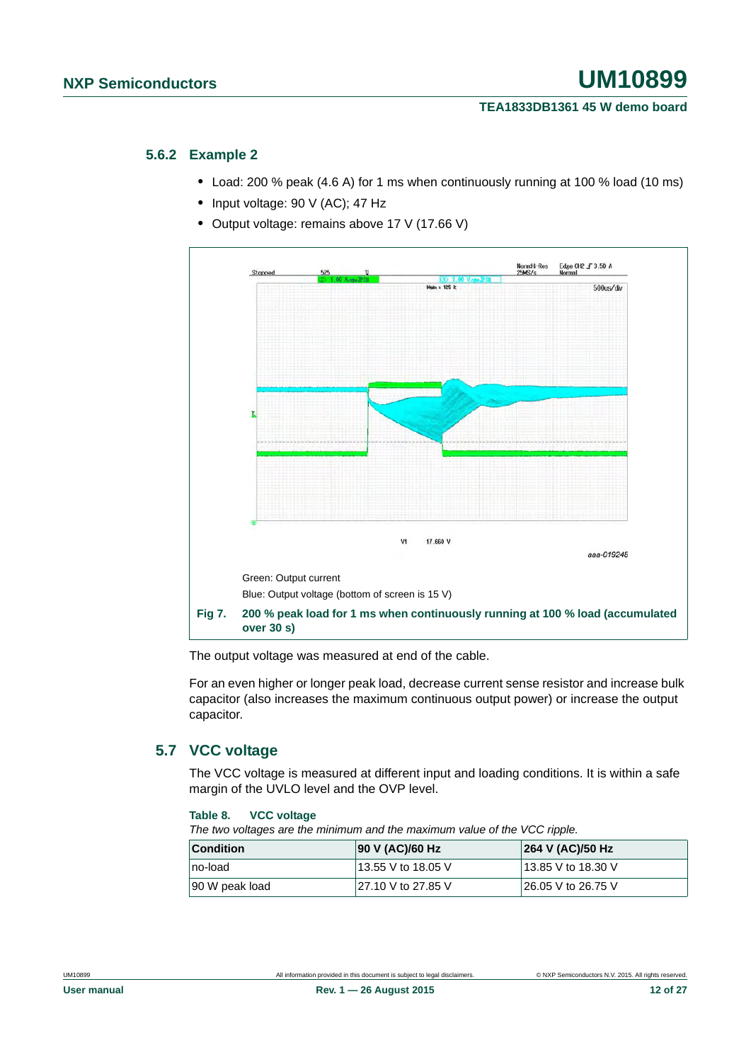### 5.6.2 Example 2

- Load: 200 % peak (4.6 A) for 1 ms when continuously running at 100 % load (10 ms)
- Input voltage: 90 V (AC); 47 Hz
- Output voltage: remains above 17 V (17.66 V)

Green: Output current

Blue: Output voltage (bottom of screen is 15 V)

**Fig 7. 200 % peak load for 1 ms when continuously running at 100 % load (accumulated over 30 s)**

The output voltage was measured at end of the cable.

For an even higher or longer peak load, decrease current sense resistor and increase bulk capacitor (also increases the maximum continuous output power) or increase the output capacitor.

## 5.7 VCC voltage

The VCC voltage is measured at different input and loading conditions. It is within a safe margin of the UVLO level and the OVP level.

**Table 8. VCC voltage**

*The two voltages are the minimum and the maximum value of the VCC ripple.*

| Condition | 90 V (AC)/60 Hz | 264 V (AC)/50 Hz |
|---|---|---|
| no-load | 13.55 V to 18.05 V | 13.85 V to 18.30 V |
| 90 W peak load | 27.10 V to 27.85 V | 26.05 V to 26.75 V |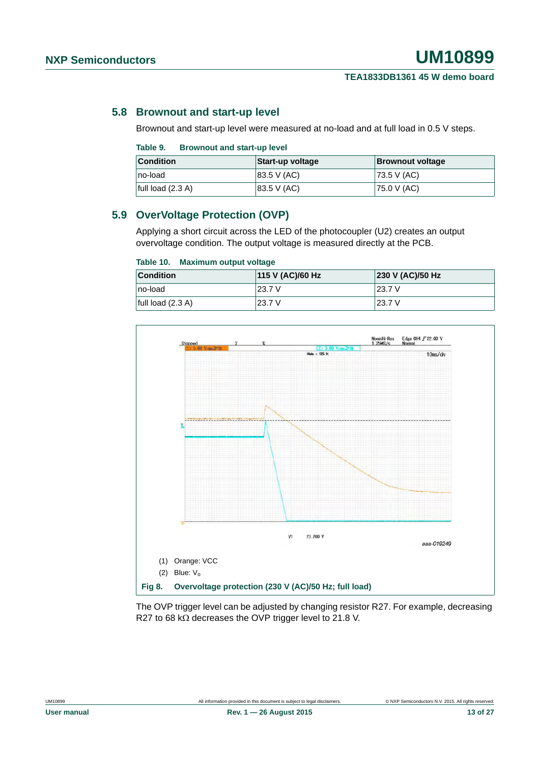## 5.8 Brownout and start-up level

Brownout and start-up level were measured at no-load and at full load in 0.5 V steps.

**Table 9. Brownout and start-up level**

| Condition | Start-up voltage | Brownout voltage |
|---|---|---|
| no-load | 83.5 V (AC) | 73.5 V (AC) |
| full load (2.3 A) | 83.5 V (AC) | 75.0 V (AC) |

## 5.9 OverVoltage Protection (OVP)

Applying a short circuit across the LED of the photocoupler (U2) creates an output overvoltage condition. The output voltage is measured directly at the PCB.

**Table 10. Maximum output voltage**

| Condition | 115 V (AC)/60 Hz | 230 V (AC)/50 Hz |
|---|---|---|
| no-load | 23.7 V | 23.7 V |
| full load (2.3 A) | 23.7 V | 23.7 V |

(1) Orange: VCC

(2) Blue: $V_o$

**Fig 8. Overvoltage protection (230 V (AC)/50 Hz; full load)**

The OVP trigger level can be adjusted by changing resistor R27. For example, decreasing R27 to 68 kΩ decreases the OVP trigger level to 21.8 V.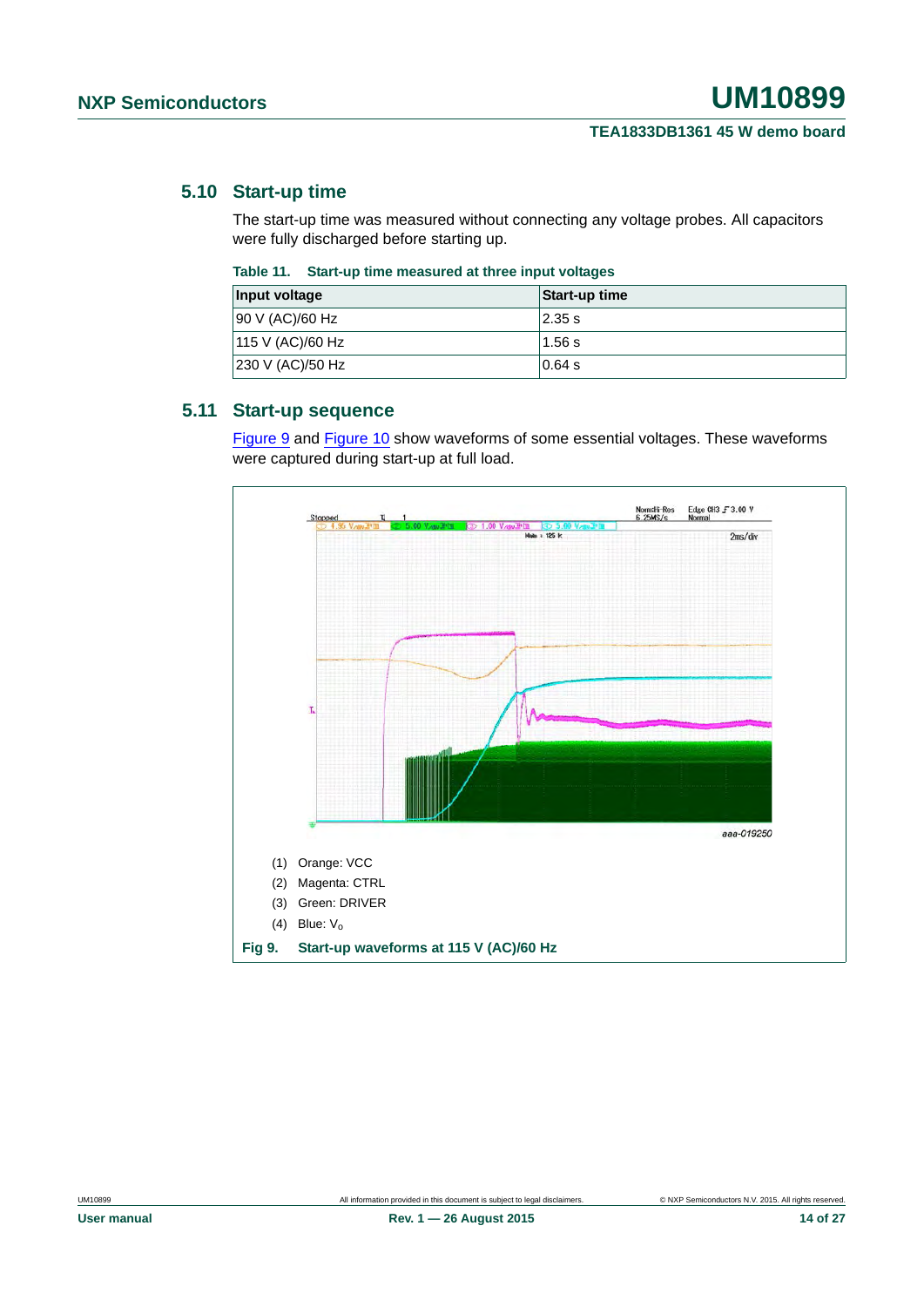## 5.10 Start-up time

The start-up time was measured without connecting any voltage probes. All capacitors were fully discharged before starting up.

**Table 11. Start-up time measured at three input voltages**

| Input voltage | Start-up time |
|---|---|
| 90 V (AC)/60 Hz | 2.35 s |
| 115 V (AC)/60 Hz | 1.56 s |
| 230 V (AC)/50 Hz | 0.64 s |

## 5.11 Start-up sequence

Figure 9 and Figure 10 show waveforms of some essential voltages. These waveforms were captured during start-up at full load.

(1) Orange: VCC

(2) Magenta: CTRL

(3) Green: DRIVER

(4) Blue: $V_o$

**Fig 9. Start-up waveforms at 115 V (AC)/60 Hz**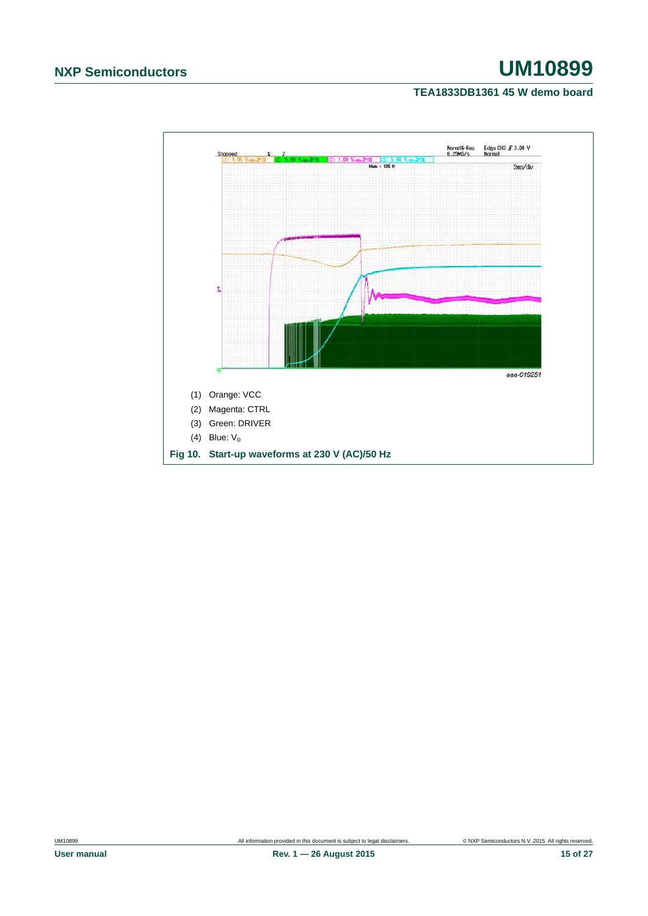(1) Orange: VCC

(2) Magenta: CTRL

(3) Green: DRIVER

(4) Blue: $V_o$

**Fig 10. Start-up waveforms at 230 V (AC)/50 Hz**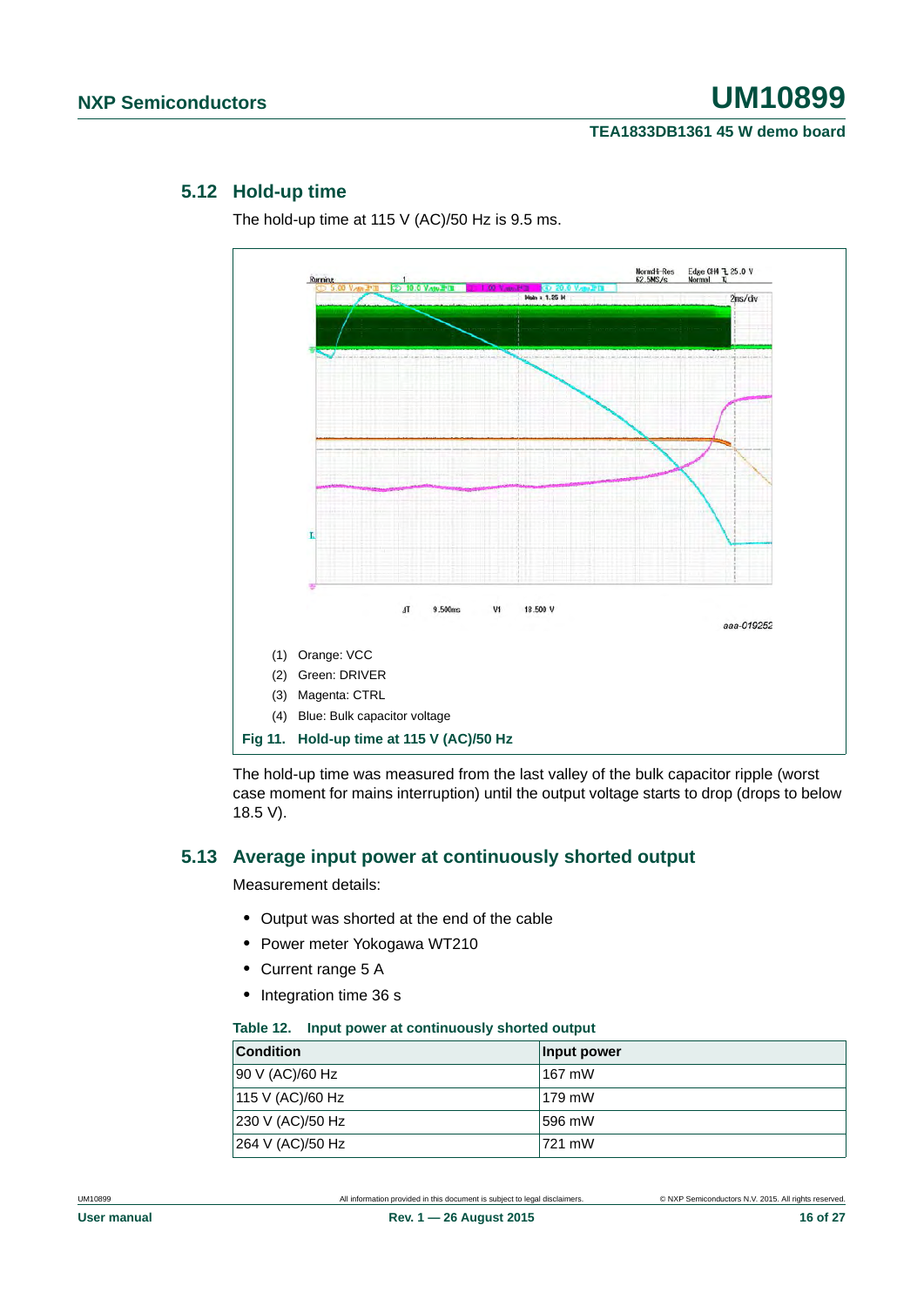## 5.12 Hold-up time

The hold-up time at 115 V (AC)/50 Hz is 9.5 ms.

(1) Orange: VCC

(2) Green: DRIVER

(3) Magenta: CTRL

(4) Blue: Bulk capacitor voltage

**Fig 11. Hold-up time at 115 V (AC)/50 Hz**

The hold-up time was measured from the last valley of the bulk capacitor ripple (worst case moment for mains interruption) until the output voltage starts to drop (drops to below 18.5 V).

## 5.13 Average input power at continuously shorted output

Measurement details:

- Output was shorted at the end of the cable
- Power meter Yokogawa WT210
- Current range 5 A
- Integration time 36 s

**Table 12. Input power at continuously shorted output**

| Condition | Input power |
|---|---|
| 90 V (AC)/60 Hz | 167 mW |
| 115 V (AC)/60 Hz | 179 mW |
| 230 V (AC)/50 Hz | 596 mW |
| 264 V (AC)/50 Hz | 721 mW |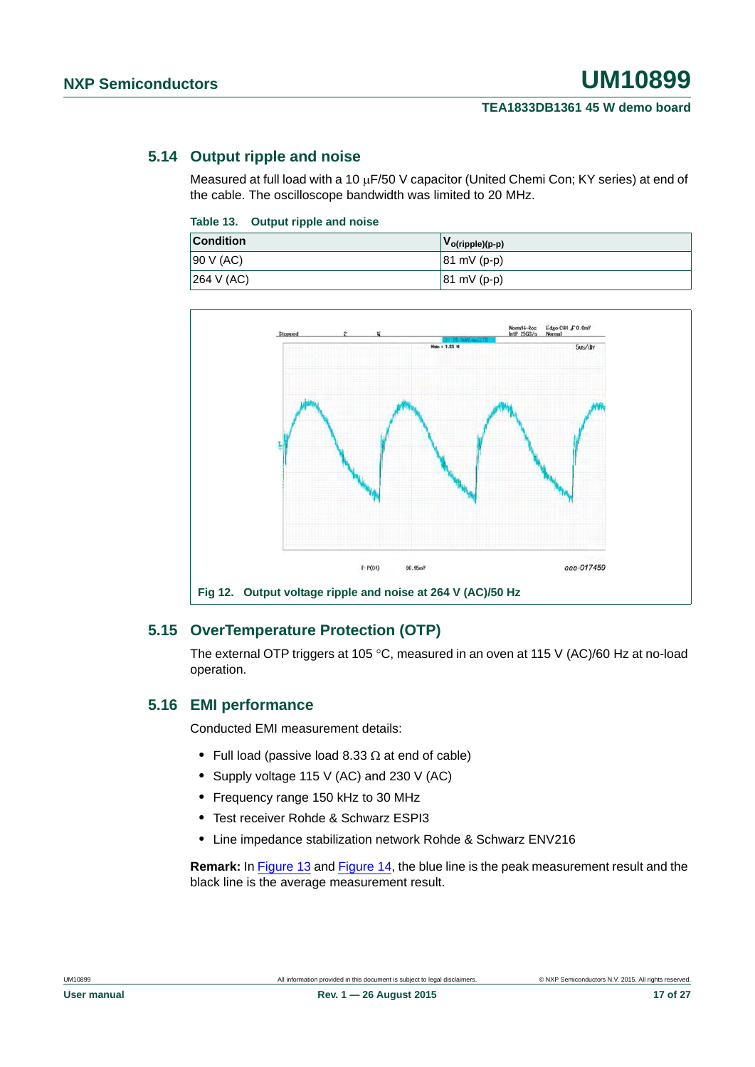## 5.14 Output ripple and noise

Measured at full load with a 10 μF/50 V capacitor (United Chemi Con; KY series) at end of the cable. The oscilloscope bandwidth was limited to 20 MHz.

**Table 13. Output ripple and noise**

| Condition | $V_{o(ripple)(p-p)}$ |
|---|---|
| 90 V (AC) | 81 mV (p-p) |
| 264 V (AC) | 81 mV (p-p) |

**Fig 12. Output voltage ripple and noise at 264 V (AC)/50 Hz**

## 5.15 OverTemperature Protection (OTP)

The external OTP triggers at 105 °C, measured in an oven at 115 V (AC)/60 Hz at no-load operation.

## 5.16 EMI performance

Conducted EMI measurement details:

- Full load (passive load 8.33 Ω at end of cable)
- Supply voltage 115 V (AC) and 230 V (AC)
- Frequency range 150 kHz to 30 MHz
- Test receiver Rohde & Schwarz ESPI3
- Line impedance stabilization network Rohde & Schwarz ENV216

**Remark:** In Figure 13 and Figure 14, the blue line is the peak measurement result and the black line is the average measurement result.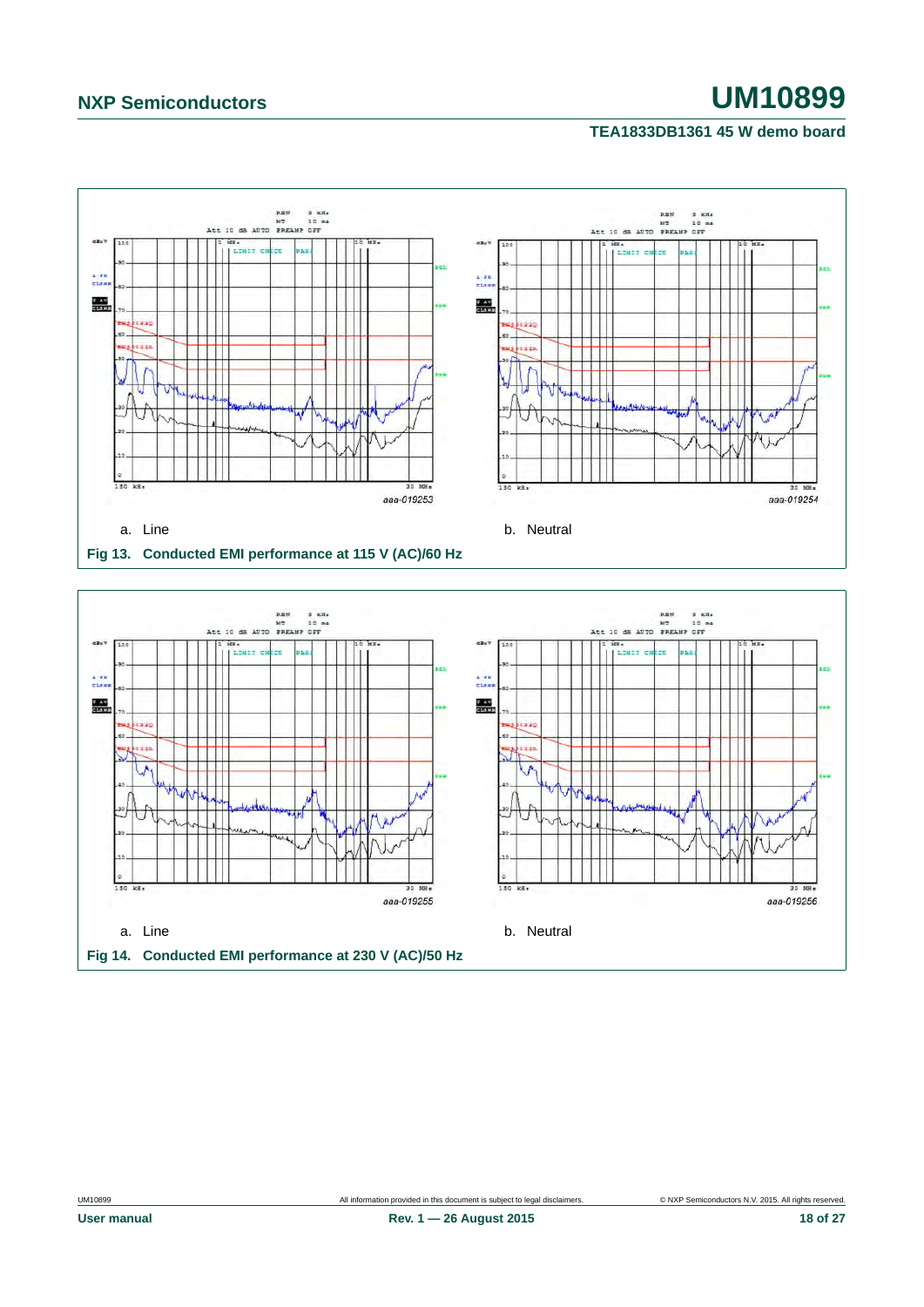aaa-019253

a. Line

aaa-019254

b. Neutral

**Fig 13. Conducted EMI performance at 115 V (AC)/60 Hz**

aaa-019255

a. Line

aaa-019256

b. Neutral

**Fig 14. Conducted EMI performance at 230 V (AC)/50 Hz**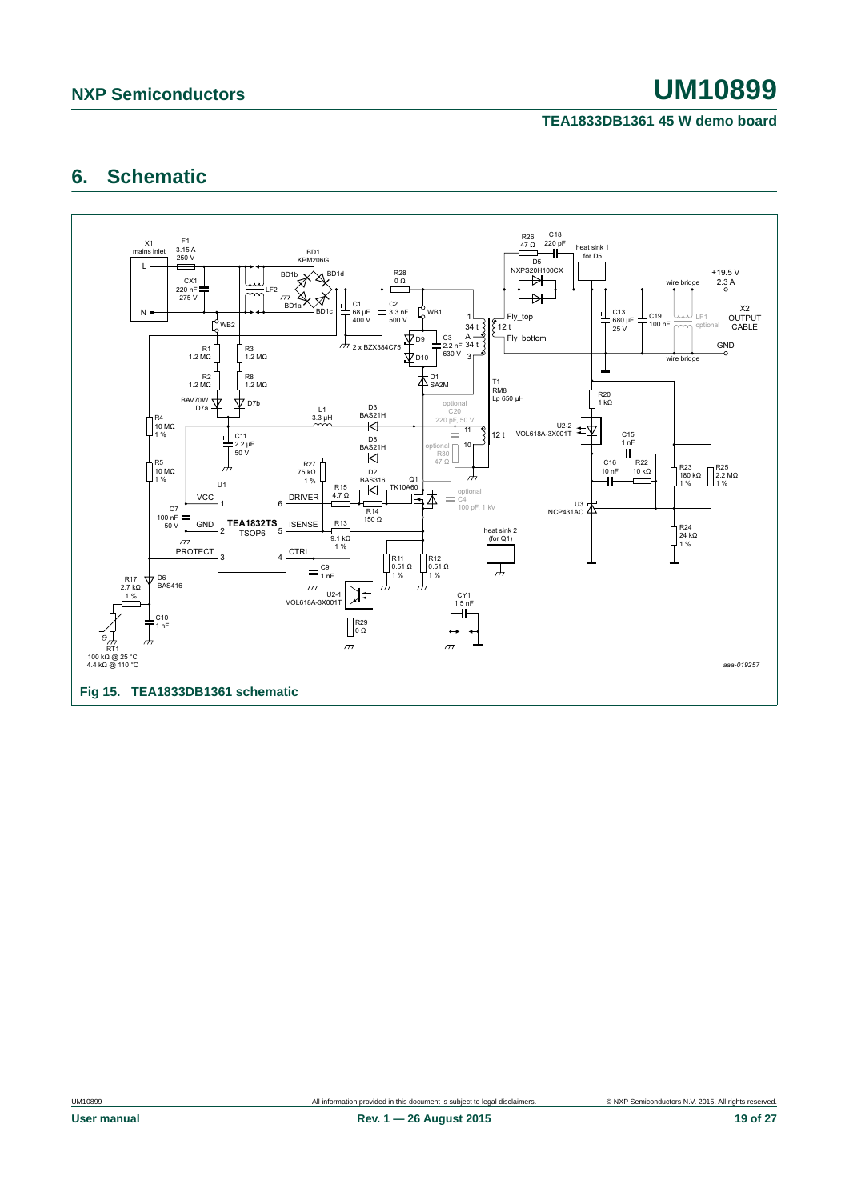## 6. Schematic

Fig 15. TEA1833DB1361 schematic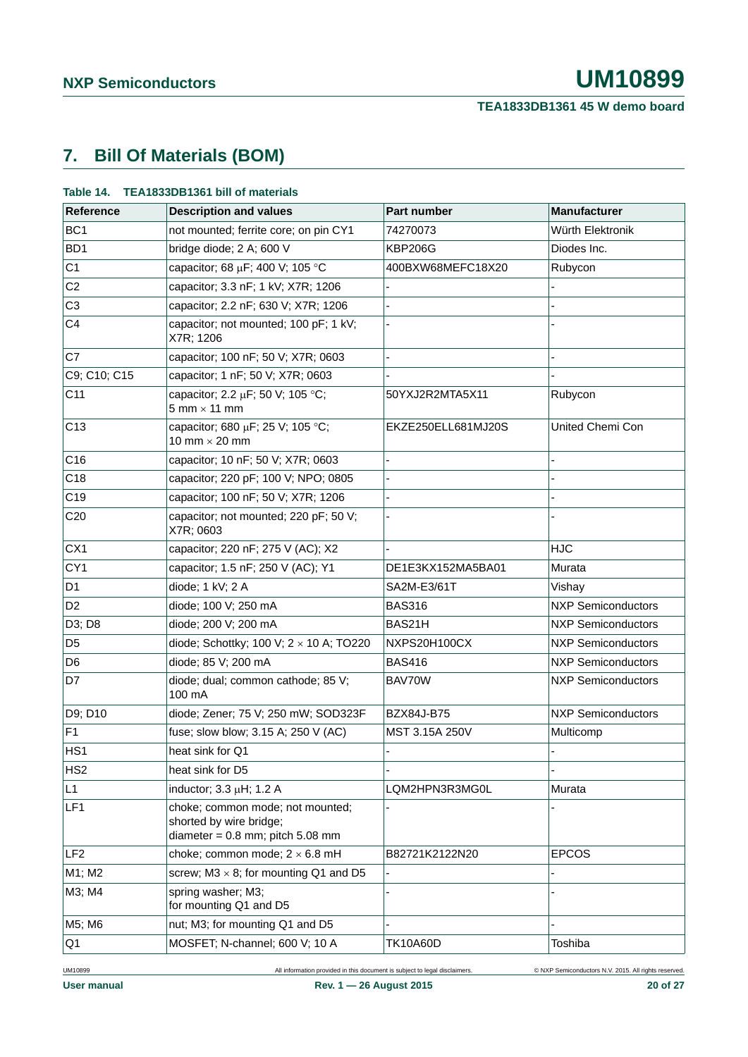## 7. Bill Of Materials (BOM)

**Table 14. TEA1833DB1361 bill of materials**

| Reference | Description and values | Part number | Manufacturer |
|---|---|---|---|
| BC1 | not mounted; ferrite core; on pin CY1 | 74270073 | Würth Elektronik |
| BD1 | bridge diode; 2 A; 600 V | KBP206G | Diodes Inc. |
| C1 | capacitor; 68 μF; 400 V; 105 °C | 400BXW68MEFC18X20 | Rubycon |
| C2 | capacitor; 3.3 nF; 1 kV; X7R; 1206 | - | - |
| C3 | capacitor; 2.2 nF; 630 V; X7R; 1206 | - | - |
| C4 | capacitor; not mounted; 100 pF; 1 kV; X7R; 1206 | - | - |
| C7 | capacitor; 100 nF; 50 V; X7R; 0603 | - | - |
| C9; C10; C15 | capacitor; 1 nF; 50 V; X7R; 0603 | - | - |
| C11 | capacitor; 2.2 μF; 50 V; 105 °C; 5 mm × 11 mm | 50YXJ2R2MTA5X11 | Rubycon |
| C13 | capacitor; 680 μF; 25 V; 105 °C; 10 mm × 20 mm | EKZE250ELL681MJ20S | United Chemi Con |
| C16 | capacitor; 10 nF; 50 V; X7R; 0603 | - | - |
| C18 | capacitor; 220 pF; 100 V; NPO; 0805 | - | - |
| C19 | capacitor; 100 nF; 50 V; X7R; 1206 | - | - |
| C20 | capacitor; not mounted; 220 pF; 50 V; X7R; 0603 | - | - |
| CX1 | capacitor; 220 nF; 275 V (AC); X2 | - | HJC |
| CY1 | capacitor; 1.5 nF; 250 V (AC); Y1 | DE1E3KX152MA5BA01 | Murata |
| D1 | diode; 1 kV; 2 A | SA2M-E3/61T | Vishay |
| D2 | diode; 100 V; 250 mA | BAS316 | NXP Semiconductors |
| D3; D8 | diode; 200 V; 200 mA | BAS21H | NXP Semiconductors |
| D5 | diode; Schottky; 100 V; 2 × 10 A; TO220 | NXPS20H100CX | NXP Semiconductors |
| D6 | diode; 85 V; 200 mA | BAS416 | NXP Semiconductors |
| D7 | diode; dual; common cathode; 85 V; 100 mA | BAV70W | NXP Semiconductors |
| D9; D10 | diode; Zener; 75 V; 250 mW; SOD323F | BZX84J-B75 | NXP Semiconductors |
| F1 | fuse; slow blow; 3.15 A; 250 V (AC) | MST 3.15A 250V | Multicomp |
| HS1 | heat sink for Q1 | - | - |
| HS2 | heat sink for D5 | - | - |
| L1 | inductor; 3.3 μH; 1.2 A | LQM2HPN3R3MG0L | Murata |
| LF1 | choke; common mode; not mounted; shorted by wire bridge; diameter = 0.8 mm; pitch 5.08 mm | - | - |
| LF2 | choke; common mode; 2 × 6.8 mH | B82721K2122N20 | EPCOS |
| M1; M2 | screw; M3 × 8; for mounting Q1 and D5 | - | - |
| M3; M4 | spring washer; M3; for mounting Q1 and D5 | - | - |
| M5; M6 | nut; M3; for mounting Q1 and D5 | - | - |
| Q1 | MOSFET; N-channel; 600 V; 10 A | TK10A60D | Toshiba |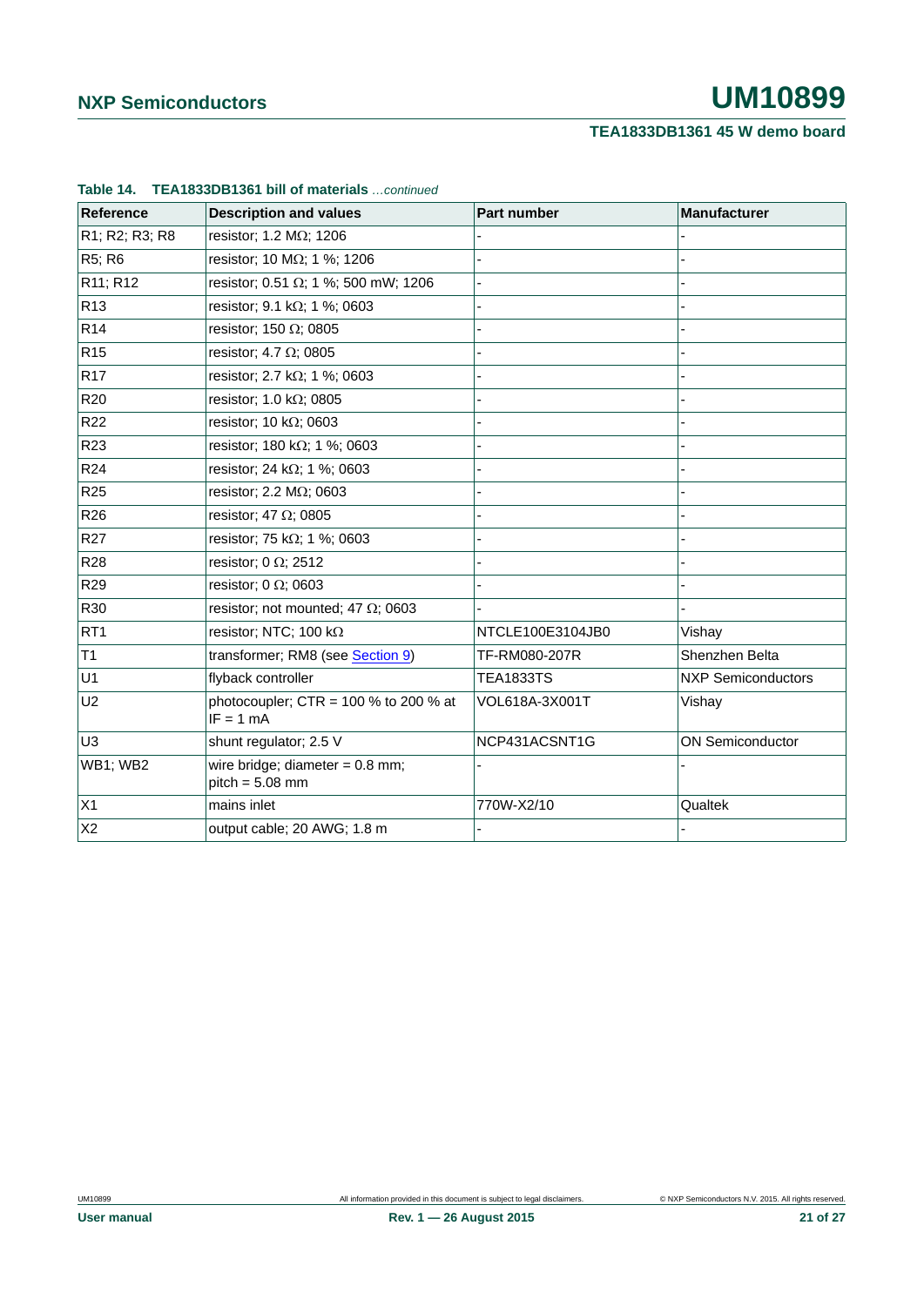**Table 14. TEA1833DB1361 bill of materials** *...continued*

| Reference | Description and values | Part number | Manufacturer |
|---|---|---|---|
| R1; R2; R3; R8 | resistor; 1.2 MΩ; 1206 | - | - |
| R5; R6 | resistor; 10 MΩ; 1 %; 1206 | - | - |
| R11; R12 | resistor; 0.51 Ω; 1 %; 500 mW; 1206 | - | - |
| R13 | resistor; 9.1 kΩ; 1 %; 0603 | - | - |
| R14 | resistor; 150 Ω; 0805 | - | - |
| R15 | resistor; 4.7 Ω; 0805 | - | - |
| R17 | resistor; 2.7 kΩ; 1 %; 0603 | - | - |
| R20 | resistor; 1.0 kΩ; 0805 | - | - |
| R22 | resistor; 10 kΩ; 0603 | - | - |
| R23 | resistor; 180 kΩ; 1 %; 0603 | - | - |
| R24 | resistor; 24 kΩ; 1 %; 0603 | - | - |
| R25 | resistor; 2.2 MΩ; 0603 | - | - |
| R26 | resistor; 47 Ω; 0805 | - | - |
| R27 | resistor; 75 kΩ; 1 %; 0603 | - | - |
| R28 | resistor; 0 Ω; 2512 | - | - |
| R29 | resistor; 0 Ω; 0603 | - | - |
| R30 | resistor; not mounted; 47 Ω; 0603 | - | - |
| RT1 | resistor; NTC; 100 kΩ | NTCLE100E3104JB0 | Vishay |
| T1 | transformer; RM8 (see Section 9) | TF-RM080-207R | Shenzhen Belta |
| U1 | flyback controller | TEA1833TS | NXP Semiconductors |
| U2 | photocoupler; CTR = 100 % to 200 % at IF = 1 mA | VOL618A-3X001T | Vishay |
| U3 | shunt regulator; 2.5 V | NCP431ACSNT1G | ON Semiconductor |
| WB1; WB2 | wire bridge; diameter = 0.8 mm; pitch = 5.08 mm | - | - |
| X1 | mains inlet | 770W-X2/10 | Qualtek |
| X2 | output cable; 20 AWG; 1.8 m | - | - |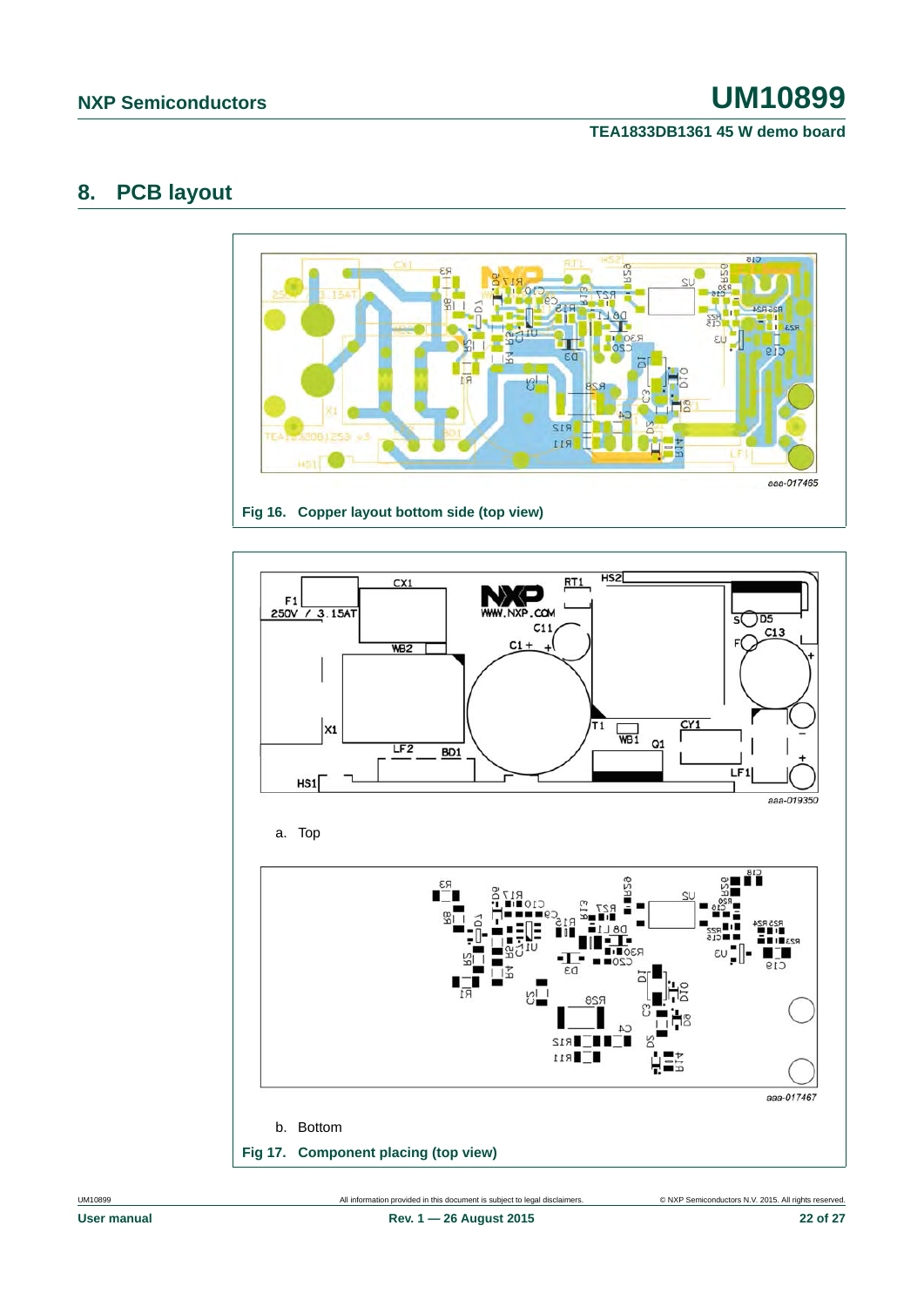# 8. PCB layout

Fig 16. Copper layout bottom side (top view)

a. Top

b. Bottom

Fig 17. Component placing (top view)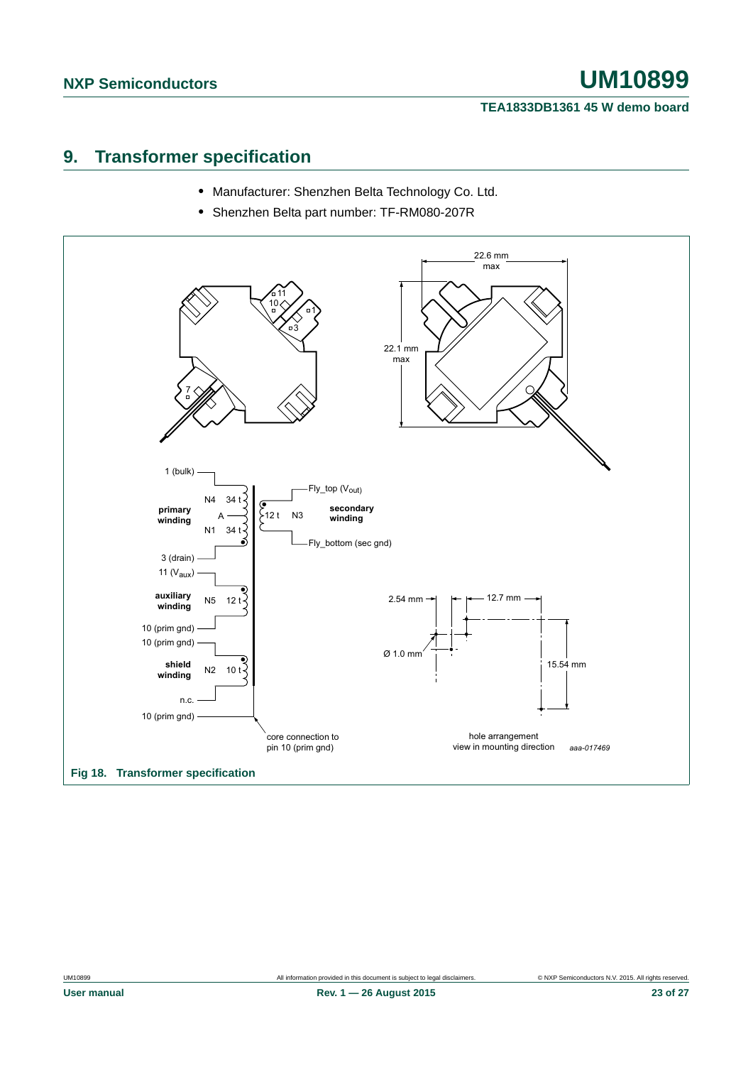# 9. Transformer specification

- Manufacturer: Shenzhen Belta Technology Co. Ltd.
- Shenzhen Belta part number: TF-RM080-207R

Fig 18. Transformer specification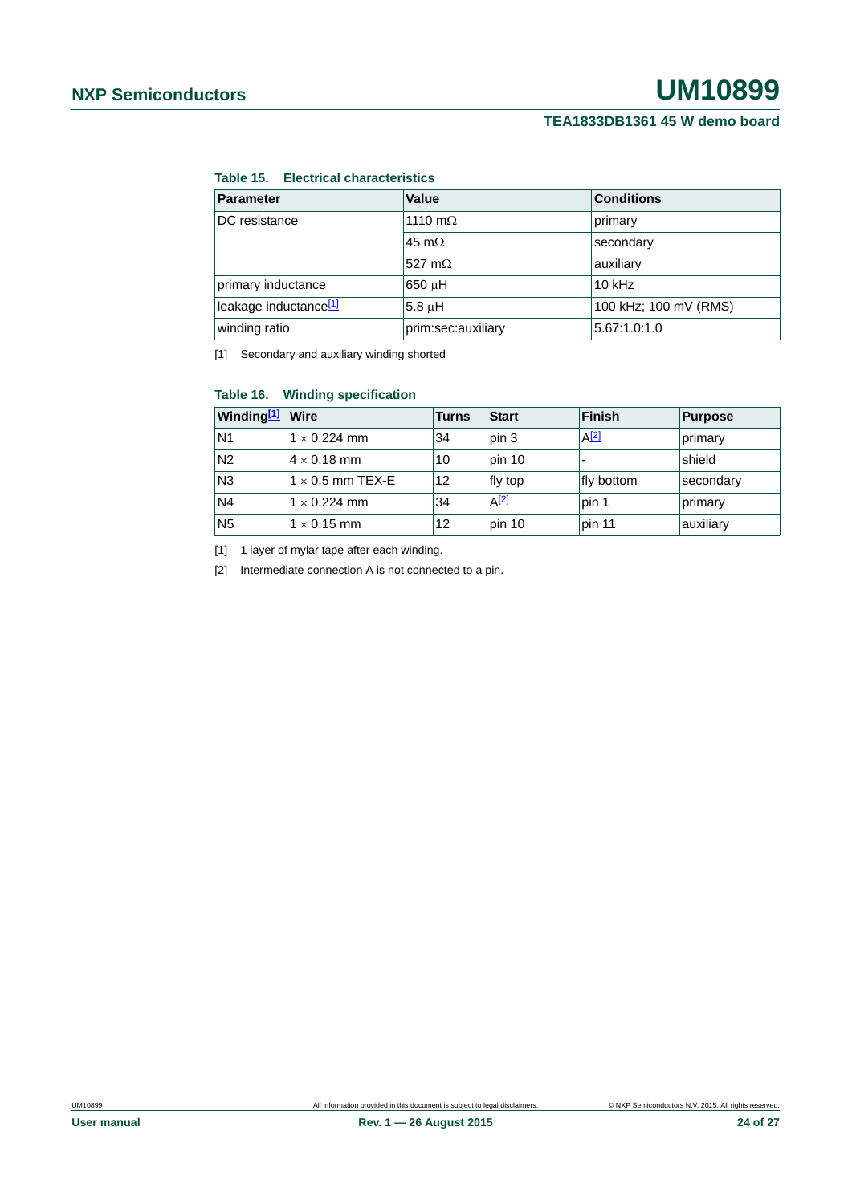**Table 15. Electrical characteristics**

| Parameter | Value | Conditions |
|---|---|---|
| DC resistance | 1110 mΩ | primary |
| | 45 mΩ | secondary |
| | 527 mΩ | auxiliary |
| primary inductance | 650 μH | 10 kHz |
| leakage inductance[1] | 5.8 μH | 100 kHz; 100 mV (RMS) |
| winding ratio | prim:sec:auxiliary | 5.67:1.0:1.0 |

[1] Secondary and auxiliary winding shorted

**Table 16. Winding specification**

| Winding[1] | Wire | Turns | Start | Finish | Purpose |
|---|---|---|---|---|---|
| N1 | 1 × 0.224 mm | 34 | pin 3 | A[2] | primary |
| N2 | 4 × 0.18 mm | 10 | pin 10 | - | shield |
| N3 | 1 × 0.5 mm TEX-E | 12 | fly top | fly bottom | secondary |
| N4 | 1 × 0.224 mm | 34 | A[2] | pin 1 | primary |
| N5 | 1 × 0.15 mm | 12 | pin 10 | pin 11 | auxiliary |

[1] 1 layer of mylar tape after each winding.

[2] Intermediate connection A is not connected to a pin.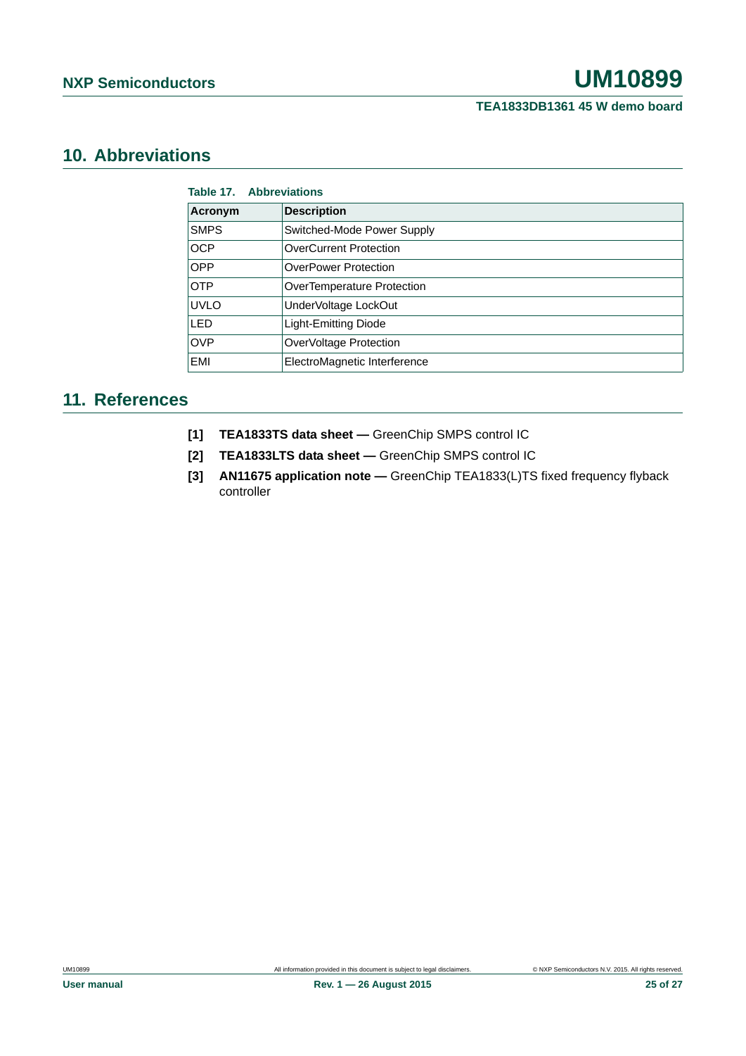## 10. Abbreviations

**Table 17. Abbreviations**

| Acronym | Description |
|---|---|
| SMPS | Switched-Mode Power Supply |
| OCP | OverCurrent Protection |
| OPP | OverPower Protection |
| OTP | OverTemperature Protection |
| UVLO | UnderVoltage LockOut |
| LED | Light-Emitting Diode |
| OVP | OverVoltage Protection |
| EMI | ElectroMagnetic Interference |

## 11. References

[1] **TEA1833TS data sheet —** GreenChip SMPS control IC

[2] **TEA1833LTS data sheet —** GreenChip SMPS control IC

[3] **AN11675 application note —** GreenChip TEA1833(L)TS fixed frequency flyback controller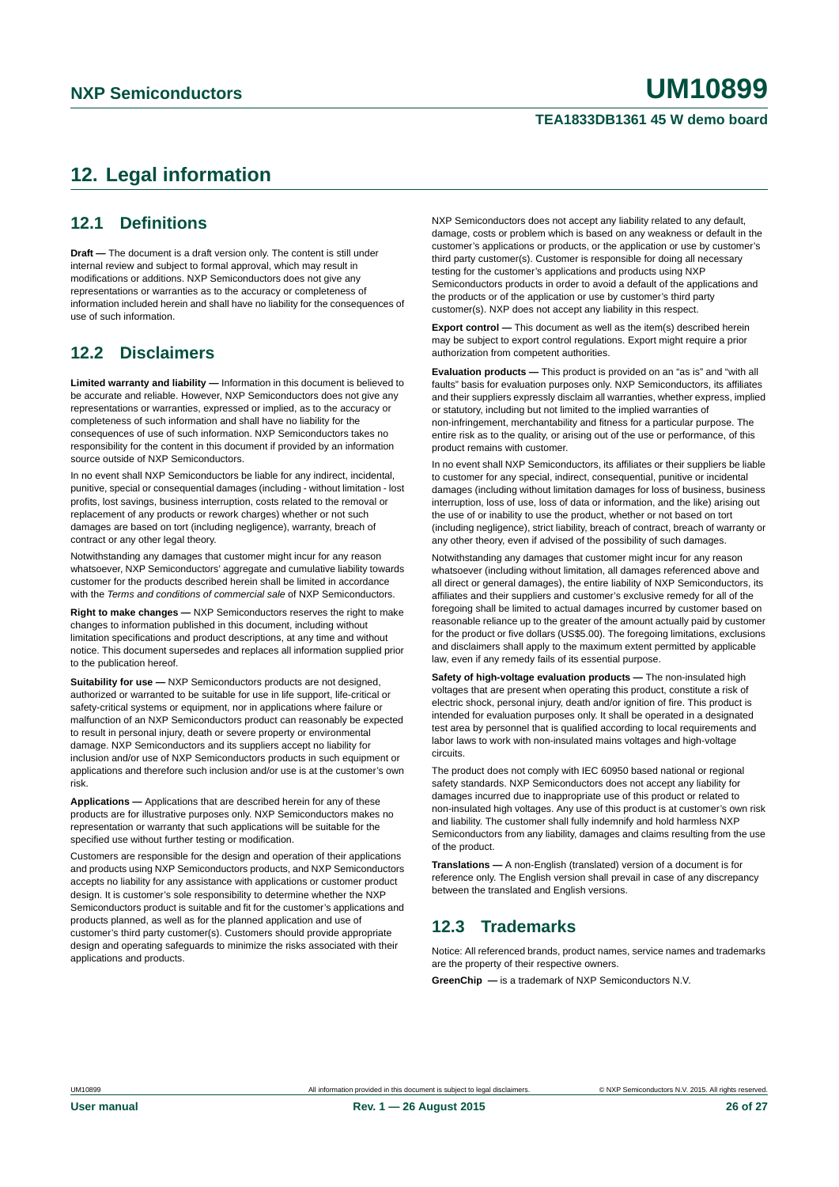## 12. Legal information

### 12.1 Definitions

**Draft —** The document is a draft version only. The content is still under internal review and subject to formal approval, which may result in modifications or additions. NXP Semiconductors does not give any representations or warranties as to the accuracy or completeness of information included herein and shall have no liability for the consequences of use of such information.

### 12.2 Disclaimers

**Limited warranty and liability —** Information in this document is believed to be accurate and reliable. However, NXP Semiconductors does not give any representations or warranties, expressed or implied, as to the accuracy or completeness of such information and shall have no liability for the consequences of use of such information. NXP Semiconductors takes no responsibility for the content in this document if provided by an information source outside of NXP Semiconductors.

In no event shall NXP Semiconductors be liable for any indirect, incidental, punitive, special or consequential damages (including - without limitation - lost profits, lost savings, business interruption, costs related to the removal or replacement of any products or rework charges) whether or not such damages are based on tort (including negligence), warranty, breach of contract or any other legal theory.

Notwithstanding any damages that customer might incur for any reason whatsoever, NXP Semiconductors' aggregate and cumulative liability towards customer for the products described herein shall be limited in accordance with the *Terms and conditions of commercial sale* of NXP Semiconductors.

**Right to make changes —** NXP Semiconductors reserves the right to make changes to information published in this document, including without limitation specifications and product descriptions, at any time and without notice. This document supersedes and replaces all information supplied prior to the publication hereof.

**Suitability for use —** NXP Semiconductors products are not designed, authorized or warranted to be suitable for use in life support, life-critical or safety-critical systems or equipment, nor in applications where failure or malfunction of an NXP Semiconductors product can reasonably be expected to result in personal injury, death or severe property or environmental damage. NXP Semiconductors and its suppliers accept no liability for inclusion and/or use of NXP Semiconductors products in such equipment or applications and therefore such inclusion and/or use is at the customer's own risk.

**Applications —** Applications that are described herein for any of these products are for illustrative purposes only. NXP Semiconductors makes no representation or warranty that such applications will be suitable for the specified use without further testing or modification.

Customers are responsible for the design and operation of their applications and products using NXP Semiconductors products, and NXP Semiconductors accepts no liability for any assistance with applications or customer product design. It is customer's sole responsibility to determine whether the NXP Semiconductors product is suitable and fit for the customer's applications and products planned, as well as for the planned application and use of customer's third party customer(s). Customers should provide appropriate design and operating safeguards to minimize the risks associated with their applications and products.

NXP Semiconductors does not accept any liability related to any default, damage, costs or problem which is based on any weakness or default in the customer's applications or products, or the application or use by customer's third party customer(s). Customer is responsible for doing all necessary testing for the customer's applications and products using NXP Semiconductors products in order to avoid a default of the applications and the products or of the application or use by customer's third party customer(s). NXP does not accept any liability in this respect.

**Export control —** This document as well as the item(s) described herein may be subject to export control regulations. Export might require a prior authorization from competent authorities.

**Evaluation products —** This product is provided on an "as is" and "with all faults" basis for evaluation purposes only. NXP Semiconductors, its affiliates and their suppliers expressly disclaim all warranties, whether express, implied or statutory, including but not limited to the implied warranties of non-infringement, merchantability and fitness for a particular purpose. The entire risk as to the quality, or arising out of the use or performance, of this product remains with customer.

In no event shall NXP Semiconductors, its affiliates or their suppliers be liable to customer for any special, indirect, consequential, punitive or incidental damages (including without limitation damages for loss of business, business interruption, loss of use, loss of data or information, and the like) arising out the use of or inability to use the product, whether or not based on tort (including negligence), strict liability, breach of contract, breach of warranty or any other theory, even if advised of the possibility of such damages.

Notwithstanding any damages that customer might incur for any reason whatsoever (including without limitation, all damages referenced above and all direct or general damages), the entire liability of NXP Semiconductors, its affiliates and their suppliers and customer's exclusive remedy for all of the foregoing shall be limited to actual damages incurred by customer based on reasonable reliance up to the greater of the amount actually paid by customer for the product or five dollars (US$5.00). The foregoing limitations, exclusions and disclaimers shall apply to the maximum extent permitted by applicable law, even if any remedy fails of its essential purpose.

**Safety of high-voltage evaluation products —** The non-insulated high voltages that are present when operating this product, constitute a risk of electric shock, personal injury, death and/or ignition of fire. This product is intended for evaluation purposes only. It shall be operated in a designated test area by personnel that is qualified according to local requirements and labor laws to work with non-insulated mains voltages and high-voltage circuits.

The product does not comply with IEC 60950 based national or regional safety standards. NXP Semiconductors does not accept any liability for damages incurred due to inappropriate use of this product or related to non-insulated high voltages. Any use of this product is at customer's own risk and liability. The customer shall fully indemnify and hold harmless NXP Semiconductors from any liability, damages and claims resulting from the use of the product.

**Translations —** A non-English (translated) version of a document is for reference only. The English version shall prevail in case of any discrepancy between the translated and English versions.

### 12.3 Trademarks

Notice: All referenced brands, product names, service names and trademarks are the property of their respective owners.

**GreenChip —** is a trademark of NXP Semiconductors N.V.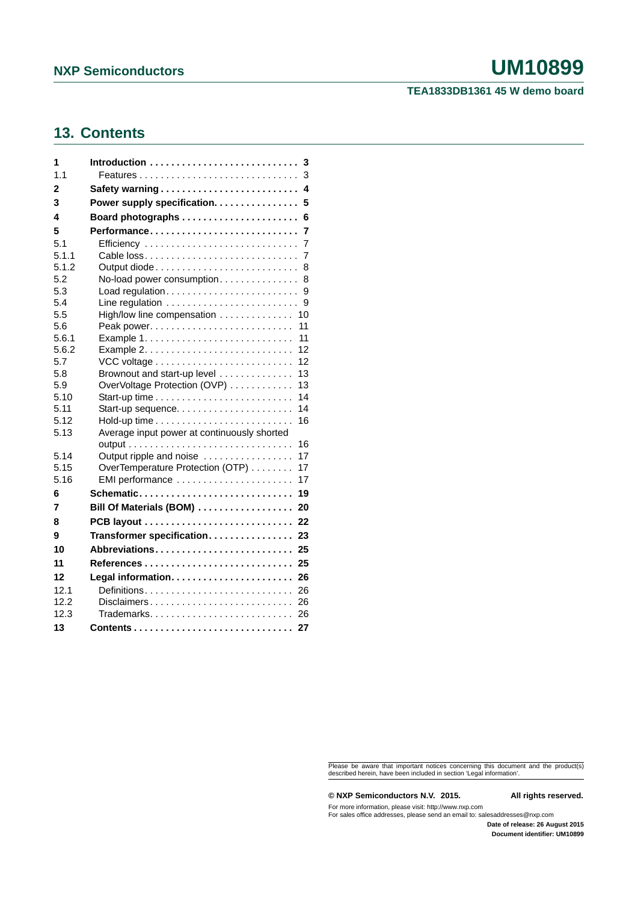## 13. Contents

| | | |
|---|---|---|
| **1** | **Introduction** | **3** |
| 1.1 | Features | 3 |
| **2** | **Safety warning** | **4** |
| **3** | **Power supply specification** | **5** |
| **4** | **Board photographs** | **6** |
| **5** | **Performance** | **7** |
| 5.1 | Efficiency | 7 |
| 5.1.1 | Cable loss | 7 |
| 5.1.2 | Output diode | 8 |
| 5.2 | No-load power consumption | 8 |
| 5.3 | Load regulation | 9 |
| 5.4 | Line regulation | 9 |
| 5.5 | High/low line compensation | 10 |
| 5.6 | Peak power | 11 |
| 5.6.1 | Example 1 | 11 |
| 5.6.2 | Example 2 | 12 |
| 5.7 | VCC voltage | 12 |
| 5.8 | Brownout and start-up level | 13 |
| 5.9 | OverVoltage Protection (OVP) | 13 |
| 5.10 | Start-up time | 14 |
| 5.11 | Start-up sequence | 14 |
| 5.12 | Hold-up time | 16 |
| 5.13 | Average input power at continuously shorted output | 16 |
| 5.14 | Output ripple and noise | 17 |
| 5.15 | OverTemperature Protection (OTP) | 17 |
| 5.16 | EMI performance | 17 |
| **6** | **Schematic** | **19** |
| **7** | **Bill Of Materials (BOM)** | **20** |
| **8** | **PCB layout** | **22** |
| **9** | **Transformer specification** | **23** |
| **10** | **Abbreviations** | **25** |
| **11** | **References** | **25** |
| **12** | **Legal information** | **26** |
| 12.1 | Definitions | 26 |
| 12.2 | Disclaimers | 26 |
| 12.3 | Trademarks | 26 |
| **13** | **Contents** | **27** |

Please be aware that important notices concerning this document and the product(s) described herein, have been included in section 'Legal information'.

**© NXP Semiconductors N.V. 2015. All rights reserved.**

For more information, please visit: http://www.nxp.com
For sales office addresses, please send an email to: salesaddresses@nxp.com

**Date of release: 26 August 2015**
**Document identifier: UM10899**